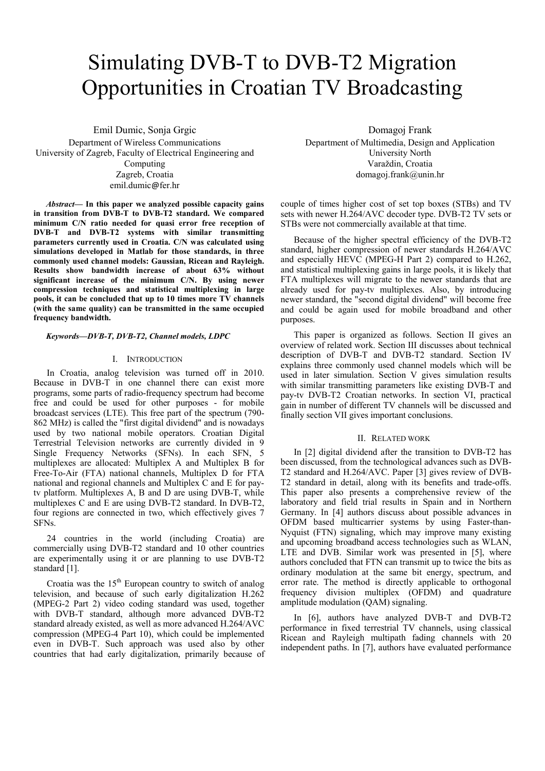# Simulating DVB-T to DVB-T2 Migration Opportunities in Croatian TV Broadcasting

Emil Dumic, Sonja Grgic
Department of Wireless Communications
University of Zagreb, Faculty of Electrical Engineering and Computing
Zagreb, Croatia
emil.dumic@fer.hr

Domagoj Frank
Department of Multimedia, Design and Application
University North
Varaždin, Croatia
domagoj.frank@unin.hr

***Abstract*— In this paper we analyzed possible capacity gains in transition from DVB-T to DVB-T2 standard. We compared minimum C/N ratio needed for quasi error free reception of DVB-T and DVB-T2 systems with similar transmitting parameters currently used in Croatia. C/N was calculated using simulations developed in Matlab for those standards, in three commonly used channel models: Gaussian, Ricean and Rayleigh. Results show bandwidth increase of about 63% without significant increase of the minimum C/N. By using newer compression techniques and statistical multiplexing in large pools, it can be concluded that up to 10 times more TV channels (with the same quality) can be transmitted in the same occupied frequency bandwidth.**

***Keywords—DVB-T, DVB-T2, Channel models, LDPC***

## I. Introduction

In Croatia, analog television was turned off in 2010. Because in DVB-T in one channel there can exist more programs, some parts of radio-frequency spectrum had become free and could be used for other purposes - for mobile broadcast services (LTE). This free part of the spectrum (790-862 MHz) is called the "first digital dividend" and is nowadays used by two national mobile operators. Croatian Digital Terrestrial Television networks are currently divided in 9 Single Frequency Networks (SFNs). In each SFN, 5 multiplexes are allocated: Multiplex A and Multiplex B for Free-To-Air (FTA) national channels, Multiplex D for FTA national and regional channels and Multiplex C and E for pay-tv platform. Multiplexes A, B and D are using DVB-T, while multiplexes C and E are using DVB-T2 standard. In DVB-T2, four regions are connected in two, which effectively gives 7 SFNs.

24 countries in the world (including Croatia) are commercially using DVB-T2 standard and 10 other countries are experimentally using it or are planning to use DVB-T2 standard [1].

Croatia was the 15[th] European country to switch of analog television, and because of such early digitalization H.262 (MPEG-2 Part 2) video coding standard was used, together with DVB-T standard, although more advanced DVB-T2 standard already existed, as well as more advanced H.264/AVC compression (MPEG-4 Part 10), which could be implemented even in DVB-T. Such approach was used also by other countries that had early digitalization, primarily because of couple of times higher cost of set top boxes (STBs) and TV sets with newer H.264/AVC decoder type. DVB-T2 TV sets or STBs were not commercially available at that time.

Because of the higher spectral efficiency of the DVB-T2 standard, higher compression of newer standards H.264/AVC and especially HEVC (MPEG-H Part 2) compared to H.262, and statistical multiplexing gains in large pools, it is likely that FTA multiplexes will migrate to the newer standards that are already used for pay-tv multiplexes. Also, by introducing newer standard, the "second digital dividend" will become free and could be again used for mobile broadband and other purposes.

This paper is organized as follows. Section II gives an overview of related work. Section III discusses about technical description of DVB-T and DVB-T2 standard. Section IV explains three commonly used channel models which will be used in later simulation. Section V gives simulation results with similar transmitting parameters like existing DVB-T and pay-tv DVB-T2 Croatian networks. In section VI, practical gain in number of different TV channels will be discussed and finally section VII gives important conclusions.

## II. Related work

In [2] digital dividend after the transition to DVB-T2 has been discussed, from the technological advances such as DVB-T2 standard and H.264/AVC. Paper [3] gives review of DVB-T2 standard in detail, along with its benefits and trade-offs. This paper also presents a comprehensive review of the laboratory and field trial results in Spain and in Northern Germany. In [4] authors discuss about possible advances in OFDM based multicarrier systems by using Faster-than-Nyquist (FTN) signaling, which may improve many existing and upcoming broadband access technologies such as WLAN, LTE and DVB. Similar work was presented in [5], where authors concluded that FTN can transmit up to twice the bits as ordinary modulation at the same bit energy, spectrum, and error rate. The method is directly applicable to orthogonal frequency division multiplex (OFDM) and quadrature amplitude modulation (QAM) signaling.

In [6], authors have analyzed DVB-T and DVB-T2 performance in fixed terrestrial TV channels, using classical Ricean and Rayleigh multipath fading channels with 20 independent paths. In [7], authors have evaluated performance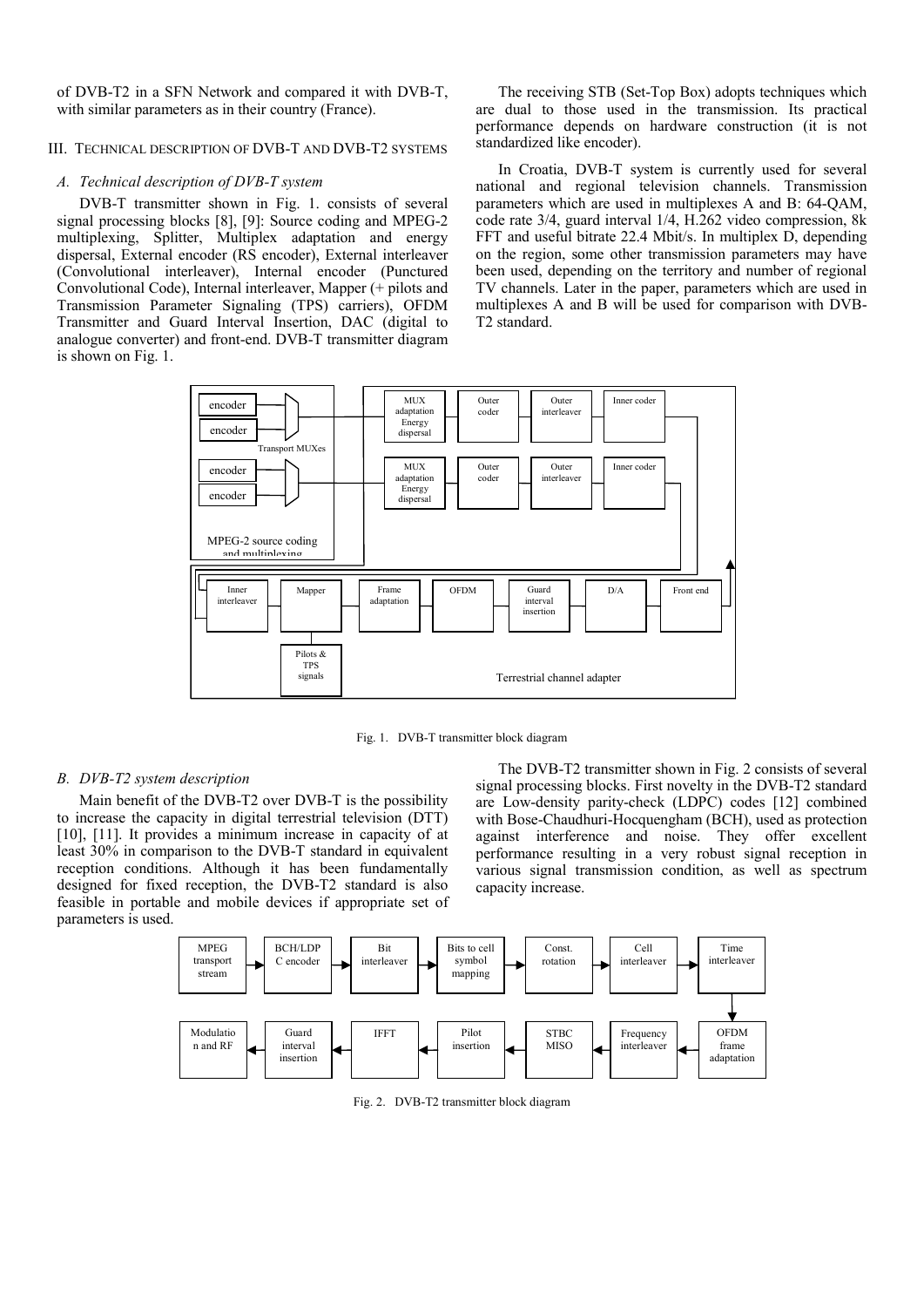of DVB-T2 in a SFN Network and compared it with DVB-T, with similar parameters as in their country (France).

## III. Technical Description of DVB-T and DVB-T2 Systems

### *A. Technical description of DVB-T system*

DVB-T transmitter shown in Fig. 1. consists of several signal processing blocks [8], [9]: Source coding and MPEG-2 multiplexing, Splitter, Multiplex adaptation and energy dispersal, External encoder (RS encoder), External interleaver (Convolutional interleaver), Internal encoder (Punctured Convolutional Code), Internal interleaver, Mapper (+ pilots and Transmission Parameter Signaling (TPS) carriers), OFDM Transmitter and Guard Interval Insertion, DAC (digital to analogue converter) and front-end. DVB-T transmitter diagram is shown on Fig. 1.

The receiving STB (Set-Top Box) adopts techniques which are dual to those used in the transmission. Its practical performance depends on hardware construction (it is not standardized like encoder).

In Croatia, DVB-T system is currently used for several national and regional television channels. Transmission parameters which are used in multiplexes A and B: 64-QAM, code rate 3/4, guard interval 1/4, H.262 video compression, 8k FFT and useful bitrate 22.4 Mbit/s. In multiplex D, depending on the region, some other transmission parameters may have been used, depending on the territory and number of regional TV channels. Later in the paper, parameters which are used in multiplexes A and B will be used for comparison with DVB-T2 standard.

Fig. 1. DVB-T transmitter block diagram

### *B. DVB-T2 system description*

Main benefit of the DVB-T2 over DVB-T is the possibility to increase the capacity in digital terrestrial television (DTT) [10], [11]. It provides a minimum increase in capacity of at least 30% in comparison to the DVB-T standard in equivalent reception conditions. Although it has been fundamentally designed for fixed reception, the DVB-T2 standard is also feasible in portable and mobile devices if appropriate set of parameters is used.

The DVB-T2 transmitter shown in Fig. 2 consists of several signal processing blocks. First novelty in the DVB-T2 standard are Low-density parity-check (LDPC) codes [12] combined with Bose-Chaudhuri-Hocquenghem (BCH), used as protection against interference and noise. They offer excellent performance resulting in a very robust signal reception in various signal transmission condition, as well as spectrum capacity increase.

Fig. 2. DVB-T2 transmitter block diagram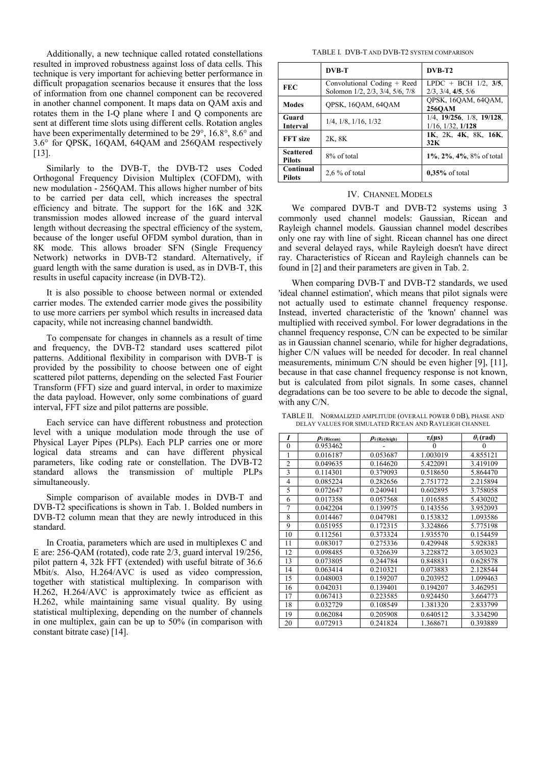Additionally, a new technique called rotated constellations resulted in improved robustness against loss of data cells. This technique is very important for achieving better performance in difficult propagation scenarios because it ensures that the loss of information from one channel component can be recovered in another channel component. It maps data on QAM axis and rotates them in the I-Q plane where I and Q components are sent at different time slots using different cells. Rotation angles have been experimentally determined to be 29°, 16.8°, 8.6° and 3.6° for QPSK, 16QAM, 64QAM and 256QAM respectively [13].

Similarly to the DVB-T, the DVB-T2 uses Coded Orthogonal Frequency Division Multiplex (COFDM), with new modulation - 256QAM. This allows higher number of bits to be carried per data cell, which increases the spectral efficiency and bitrate. The support for the 16K and 32K transmission modes allowed increase of the guard interval length without decreasing the spectral efficiency of the system, because of the longer useful OFDM symbol duration, than in 8K mode. This allows broader SFN (Single Frequency Network) networks in DVB-T2 standard. Alternatively, if guard length with the same duration is used, as in DVB-T, this results in useful capacity increase (in DVB-T2).

It is also possible to choose between normal or extended carrier modes. The extended carrier mode gives the possibility to use more carriers per symbol which results in increased data capacity, while not increasing channel bandwidth.

To compensate for changes in channels as a result of time and frequency, the DVB-T2 standard uses scattered pilot patterns. Additional flexibility in comparison with DVB-T is provided by the possibility to choose between one of eight scattered pilot patterns, depending on the selected Fast Fourier Transform (FFT) size and guard interval, in order to maximize the data payload. However, only some combinations of guard interval, FFT size and pilot patterns are possible.

Each service can have different robustness and protection level with a unique modulation mode through the use of Physical Layer Pipes (PLPs). Each PLP carries one or more logical data streams and can have different physical parameters, like coding rate or constellation. The DVB-T2 standard allows the transmission of multiple PLPs simultaneously.

Simple comparison of available modes in DVB-T and DVB-T2 specifications is shown in Tab. 1. Bolded numbers in DVB-T2 column mean that they are newly introduced in this standard.

In Croatia, parameters which are used in multiplexes C and E are: 256-QAM (rotated), code rate 2/3, guard interval 19/256, pilot pattern 4, 32k FFT (extended) with useful bitrate of 36.6 Mbit/s. Also, H.264/AVC is used as video compression, together with statistical multiplexing. In comparison with H.262, H.264/AVC is approximately twice as efficient as H.262, while maintaining same visual quality. By using statistical multiplexing, depending on the number of channels in one multiplex, gain can be up to 50% (in comparison with constant bitrate case) [14].

TABLE I. DVB-T AND DVB-T2 SYSTEM COMPARISON

| | **DVB-T** | **DVB-T2** |
|---|---|---|
| **FEC** | Convolutional Coding + Reed Solomon 1/2, 2/3, 3/4, 5/6, 7/8 | LPDC + BCH 1/2, **3/5**, 2/3, 3/4, **4/5**, 5/6 |
| **Modes** | QPSK, 16QAM, 64QAM | QPSK, 16QAM, 64QAM, **256QAM** |
| **Guard Interval** | 1/4, 1/8, 1/16, 1/32 | 1/4, **19/256**, 1/8, **19/128**, 1/16, 1/32, **1/128** |
| **FFT size** | 2K, 8K | **1K**, 2K, **4K**, 8K, **16K**, **32K** |
| **Scattered Pilots** | 8% of total | **1%**, **2%**, **4%**, 8% of total |
| **Continual Pilots** | 2,6 % of total | **0,35%** of total |

## IV. CHANNEL MODELS

We compared DVB-T and DVB-T2 systems using 3 commonly used channel models: Gaussian, Ricean and Rayleigh channel models. Gaussian channel model describes only one ray with line of sight. Ricean channel has one direct and several delayed rays, while Rayleigh doesn't have direct ray. Characteristics of Ricean and Rayleigh channels can be found in [2] and their parameters are given in Tab. 2.

When comparing DVB-T and DVB-T2 standards, we used 'ideal channel estimation', which means that pilot signals were not actually used to estimate channel frequency response. Instead, inverted characteristic of the 'known' channel was multiplied with received symbol. For lower degradations in the channel frequency response, C/N can be expected to be similar as in Gaussian channel scenario, while for higher degradations, higher C/N values will be needed for decoder. In real channel measurements, minimum C/N should be even higher [9], [11], because in that case channel frequency response is not known, but is calculated from pilot signals. In some cases, channel degradations can be too severe to be able to decode the signal, with any C/N.

TABLE II. NORMALIZED AMPLITUDE (OVERALL POWER 0 DB), PHASE AND DELAY VALUES FOR SIMULATED RICEAN AND RAYLEIGH CHANNEL

| $I$ | $\rho_{i\,(Ricean)}$ | $\rho_{i\,(Rayleigh)}$ | $\tau_i(\mu s)$ | $\theta_i\,(rad)$ |
|---|---|---|---|---|
| 0 | 0.953462 | - | 0 | 0 |
| 1 | 0.016187 | 0.053687 | 1.003019 | 4.855121 |
| 2 | 0.049635 | 0.164620 | 5.422091 | 3.419109 |
| 3 | 0.114301 | 0.379093 | 0.518650 | 5.864470 |
| 4 | 0.085224 | 0.282656 | 2.751772 | 2.215894 |
| 5 | 0.072647 | 0.240941 | 0.602895 | 3.758058 |
| 6 | 0.017358 | 0.057568 | 1.016585 | 5.430202 |
| 7 | 0.042204 | 0.139975 | 0.143556 | 3.952093 |
| 8 | 0.014467 | 0.047981 | 0.153832 | 1.093586 |
| 9 | 0.051955 | 0.172315 | 3.324866 | 5.775198 |
| 10 | 0.112561 | 0.373324 | 1.935570 | 0.154459 |
| 11 | 0.083017 | 0.275336 | 0.429948 | 5.928383 |
| 12 | 0.098485 | 0.326639 | 3.228872 | 3.053023 |
| 13 | 0.073805 | 0.244784 | 0.848831 | 0.628578 |
| 14 | 0.063414 | 0.210321 | 0.073883 | 2.128544 |
| 15 | 0.048003 | 0.159207 | 0.203952 | 1.099463 |
| 16 | 0.042031 | 0.139401 | 0.194207 | 3.462951 |
| 17 | 0.067413 | 0.223585 | 0.924450 | 3.664773 |
| 18 | 0.032729 | 0.108549 | 1.381320 | 2.833799 |
| 19 | 0.062084 | 0.205908 | 0.640512 | 3.334290 |
| 20 | 0.072913 | 0.241824 | 1.368671 | 0.393889 |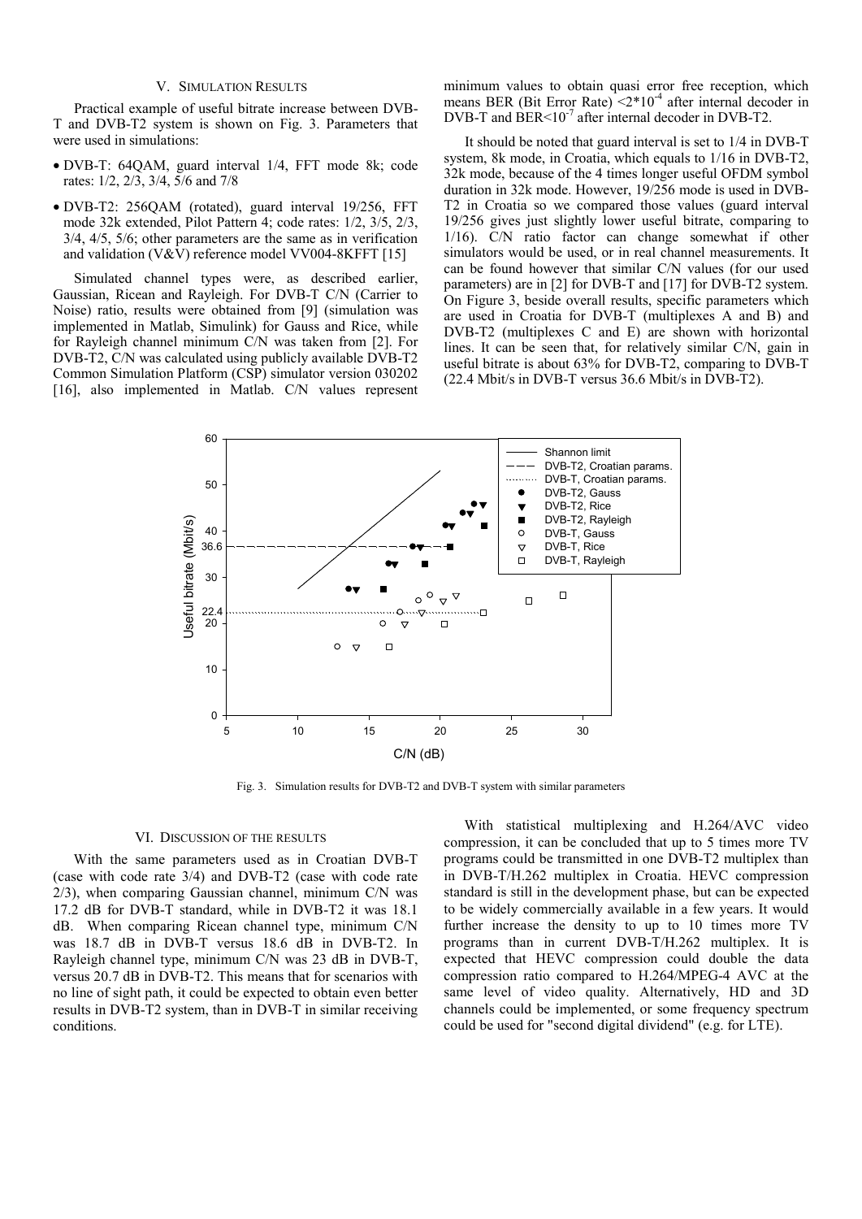## V. Simulation Results

Practical example of useful bitrate increase between DVB-T and DVB-T2 system is shown on Fig. 3. Parameters that were used in simulations:

- DVB-T: 64QAM, guard interval 1/4, FFT mode 8k; code rates: 1/2, 2/3, 3/4, 5/6 and 7/8
- DVB-T2: 256QAM (rotated), guard interval 19/256, FFT mode 32k extended, Pilot Pattern 4; code rates: 1/2, 3/5, 2/3, 3/4, 4/5, 5/6; other parameters are the same as in verification and validation (V&V) reference model VV004-8KFFT [15]

Simulated channel types were, as described earlier, Gaussian, Ricean and Rayleigh. For DVB-T C/N (Carrier to Noise) ratio, results were obtained from [9] (simulation was implemented in Matlab, Simulink) for Gauss and Rice, while for Rayleigh channel minimum C/N was taken from [2]. For DVB-T2, C/N was calculated using publicly available DVB-T2 Common Simulation Platform (CSP) simulator version 030202 [16], also implemented in Matlab. C/N values represent minimum values to obtain quasi error free reception, which means BER (Bit Error Rate) $<2*10^{-4}$ after internal decoder in DVB-T and BER$<10^{-7}$ after internal decoder in DVB-T2.

It should be noted that guard interval is set to 1/4 in DVB-T system, 8k mode, in Croatia, which equals to 1/16 in DVB-T2, 32k mode, because of the 4 times longer useful OFDM symbol duration in 32k mode. However, 19/256 mode is used in DVB-T2 in Croatia so we compared those values (guard interval 19/256 gives just slightly lower useful bitrate, comparing to 1/16). C/N ratio factor can change somewhat if other simulators would be used, or in real channel measurements. It can be found however that similar C/N values (for our used parameters) are in [2] for DVB-T and [17] for DVB-T2 system. On Figure 3, beside overall results, specific parameters which are used in Croatia for DVB-T (multiplexes A and B) and DVB-T2 (multiplexes C and E) are shown with horizontal lines. It can be seen that, for relatively similar C/N, gain in useful bitrate is about 63% for DVB-T2, comparing to DVB-T (22.4 Mbit/s in DVB-T versus 36.6 Mbit/s in DVB-T2).

Fig. 3. Simulation results for DVB-T2 and DVB-T system with similar parameters

## VI. Discussion of the Results

With the same parameters used as in Croatian DVB-T (case with code rate 3/4) and DVB-T2 (case with code rate 2/3), when comparing Gaussian channel, minimum C/N was 17.2 dB for DVB-T standard, while in DVB-T2 it was 18.1 dB. When comparing Ricean channel type, minimum C/N was 18.7 dB in DVB-T versus 18.6 dB in DVB-T2. In Rayleigh channel type, minimum C/N was 23 dB in DVB-T, versus 20.7 dB in DVB-T2. This means that for scenarios with no line of sight path, it could be expected to obtain even better results in DVB-T2 system, than in DVB-T in similar receiving conditions.

With statistical multiplexing and H.264/AVC video compression, it can be concluded that up to 5 times more TV programs could be transmitted in one DVB-T2 multiplex than in DVB-T/H.262 multiplex in Croatia. HEVC compression standard is still in the development phase, but can be expected to be widely commercially available in a few years. It would further increase the density to up to 10 times more TV programs than in current DVB-T/H.262 multiplex. It is expected that HEVC compression could double the data compression ratio compared to H.264/MPEG-4 AVC at the same level of video quality. Alternatively, HD and 3D channels could be implemented, or some frequency spectrum could be used for "second digital dividend" (e.g. for LTE).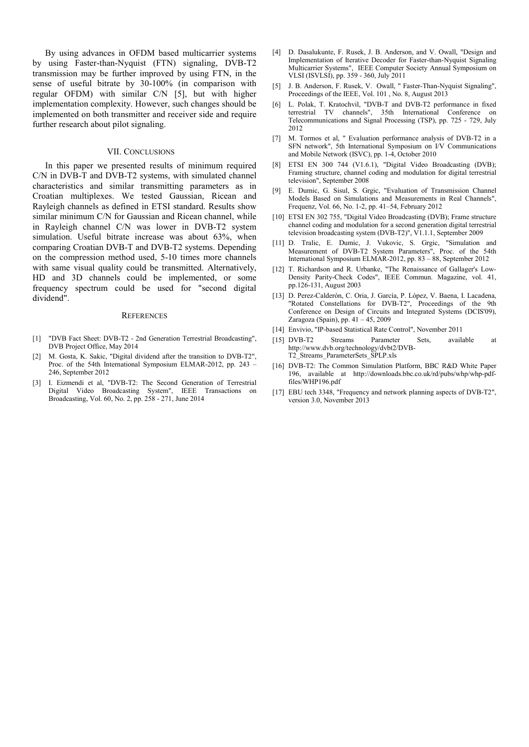By using advances in OFDM based multicarrier systems by using Faster-than-Nyquist (FTN) signaling, DVB-T2 transmission may be further improved by using FTN, in the sense of useful bitrate by 30-100% (in comparison with regular OFDM) with similar C/N [5], but with higher implementation complexity. However, such changes should be implemented on both transmitter and receiver side and require further research about pilot signaling.

## VII. Conclusions

In this paper we presented results of minimum required C/N in DVB-T and DVB-T2 systems, with simulated channel characteristics and similar transmitting parameters as in Croatian multiplexes. We tested Gaussian, Ricean and Rayleigh channels as defined in ETSI standard. Results show similar minimum C/N for Gaussian and Ricean channel, while in Rayleigh channel C/N was lower in DVB-T2 system simulation. Useful bitrate increase was about 63%, when comparing Croatian DVB-T and DVB-T2 systems. Depending on the compression method used, 5-10 times more channels with same visual quality could be transmitted. Alternatively, HD and 3D channels could be implemented, or some frequency spectrum could be used for "second digital dividend".

## References

[1] "DVB Fact Sheet: DVB-T2 - 2nd Generation Terrestrial Broadcasting", DVB Project Office, May 2014

[2] M. Gosta, K. Sakic, "Digital dividend after the transition to DVB-T2", Proc. of the 54th International Symposium ELMAR-2012, pp. 243 – 246, September 2012

[3] I. Eizmendi et al, "DVB-T2: The Second Generation of Terrestrial Digital Video Broadcasting System", IEEE Transactions on Broadcasting, Vol. 60, No. 2, pp. 258 - 271, June 2014

[4] D. Dasalukunte, F. Rusek, J. B. Anderson, and V. Owall, "Design and Implementation of Iterative Decoder for Faster-than-Nyquist Signaling Multicarrier Systems", IEEE Computer Society Annual Symposium on VLSI (ISVLSI), pp. 359 - 360, July 2011

[5] J. B. Anderson, F. Rusek, V. Owall, " Faster-Than-Nyquist Signaling", Proceedings of the IEEE, Vol. 101 , No. 8, August 2013

[6] L. Polak, T. Kratochvil, "DVB-T and DVB-T2 performance in fixed terrestrial TV channels", 35th International Conference on Telecommunications and Signal Processing (TSP), pp. 725 - 729, July 2012

[7] M. Tormos et al, " Evaluation performance analysis of DVB-T2 in a SFN network", 5th International Symposium on I/V Communications and Mobile Network (ISVC), pp. 1-4, October 2010

[8] ETSI EN 300 744 (V1.6.1), "Digital Video Broadcasting (DVB); Framing structure, channel coding and modulation for digital terrestrial television", September 2008

[9] E. Dumic, G. Sisul, S. Grgic, "Evaluation of Transmission Channel Models Based on Simulations and Measurements in Real Channels", Frequenz, Vol. 66, No. 1-2, pp. 41–54, February 2012

[10] ETSI EN 302 755, "Digital Video Broadcasting (DVB); Frame structure channel coding and modulation for a second generation digital terrestrial television broadcasting system (DVB-T2)", V1.1.1, September 2009

[11] D. Tralic, E. Dumic, J. Vukovic, S. Grgic, "Simulation and Measurement of DVB-T2 System Parameters", Proc. of the 54th International Symposium ELMAR-2012, pp. 83 – 88, September 2012

[12] T. Richardson and R. Urbanke, "The Renaissance of Gallager's Low-Density Parity-Check Codes", IEEE Commun. Magazine, vol. 41, pp.126-131, August 2003

[13] D. Perez-Calderón, C. Oria, J. García, P. López, V. Baena, I. Lacadena, "Rotated Constellations for DVB-T2", Proceedings of the 9th Conference on Design of Circuits and Integrated Systems (DCIS'09), Zaragoza (Spain), pp. 41 – 45, 2009

[14] Envivio, "IP-based Statistical Rate Control", November 2011

[15] DVB-T2 Streams Parameter Sets, available at http://www.dvb.org/technology/dvbt2/DVB-T2_Streams_ParameterSets_SPLP.xls

[16] DVB-T2: The Common Simulation Platform, BBC R&D White Paper 196, available at http://downloads.bbc.co.uk/rd/pubs/whp/whp-pdf-files/WHP196.pdf

[17] EBU tech 3348, "Frequency and network planning aspects of DVB-T2", version 3.0, November 2013